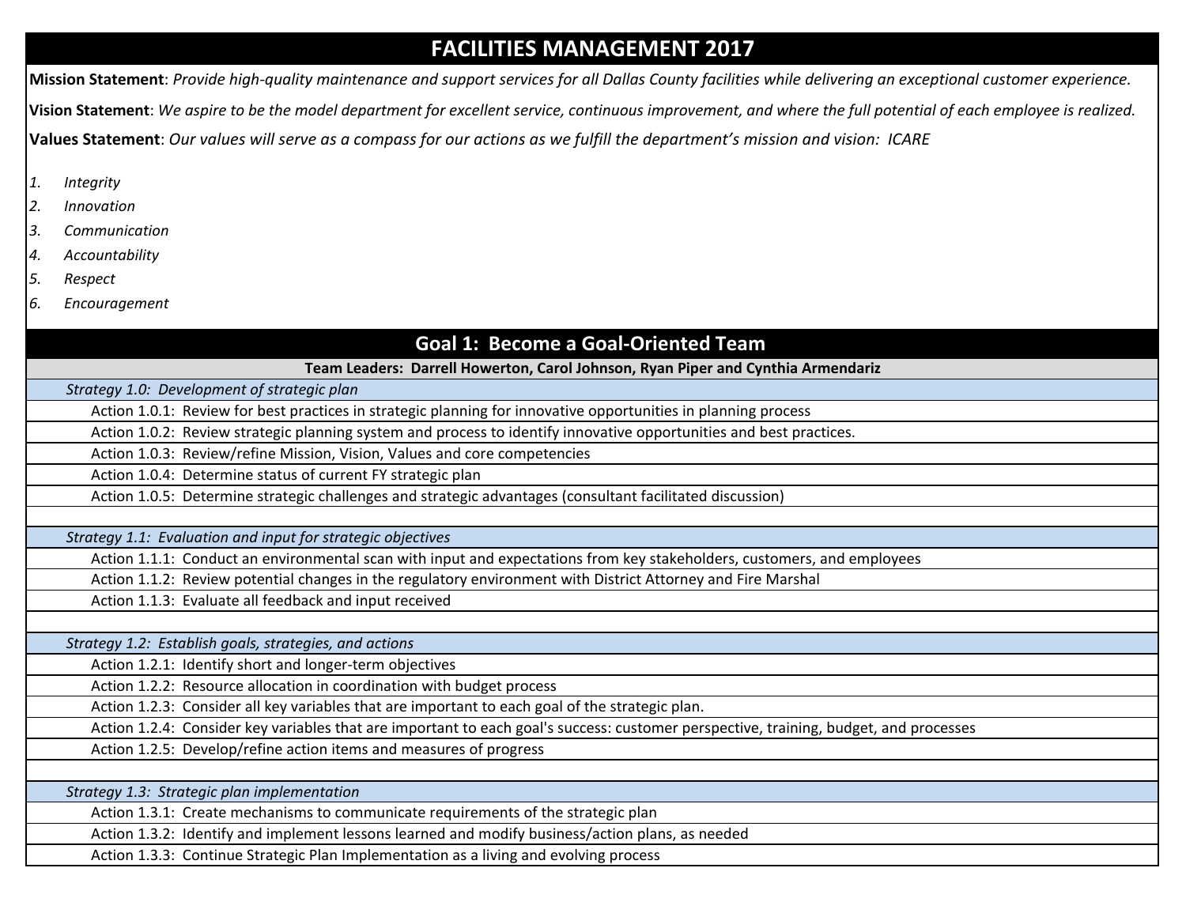# FACILITIES MANAGEMENT 2017

**Mission Statement**: *Provide high-quality maintenance and support services for all Dallas County facilities while delivering an exceptional customer experience.*

**Vision Statement**: *We aspire to be the model department for excellent service, continuous improvement, and where the full potential of each employee is realized.*

**Values Statement**: *Our values will serve as a compass for our actions as we fulfill the department's mission and vision: ICARE*

1. *Integrity*
2. *Innovation*
3. *Communication*
4. *Accountability*
5. *Respect*
6. *Encouragement*

## Goal 1: Become a Goal-Oriented Team

**Team Leaders: Darrell Howerton, Carol Johnson, Ryan Piper and Cynthia Armendariz**

*Strategy 1.0: Development of strategic plan*

- Action 1.0.1: Review for best practices in strategic planning for innovative opportunities in planning process
- Action 1.0.2: Review strategic planning system and process to identify innovative opportunities and best practices.
- Action 1.0.3: Review/refine Mission, Vision, Values and core competencies
- Action 1.0.4: Determine status of current FY strategic plan
- Action 1.0.5: Determine strategic challenges and strategic advantages (consultant facilitated discussion)

*Strategy 1.1: Evaluation and input for strategic objectives*

- Action 1.1.1: Conduct an environmental scan with input and expectations from key stakeholders, customers, and employees
- Action 1.1.2: Review potential changes in the regulatory environment with District Attorney and Fire Marshal
- Action 1.1.3: Evaluate all feedback and input received

*Strategy 1.2: Establish goals, strategies, and actions*

- Action 1.2.1: Identify short and longer-term objectives
- Action 1.2.2: Resource allocation in coordination with budget process
- Action 1.2.3: Consider all key variables that are important to each goal of the strategic plan.
- Action 1.2.4: Consider key variables that are important to each goal's success: customer perspective, training, budget, and processes
- Action 1.2.5: Develop/refine action items and measures of progress

*Strategy 1.3: Strategic plan implementation*

- Action 1.3.1: Create mechanisms to communicate requirements of the strategic plan
- Action 1.3.2: Identify and implement lessons learned and modify business/action plans, as needed
- Action 1.3.3: Continue Strategic Plan Implementation as a living and evolving process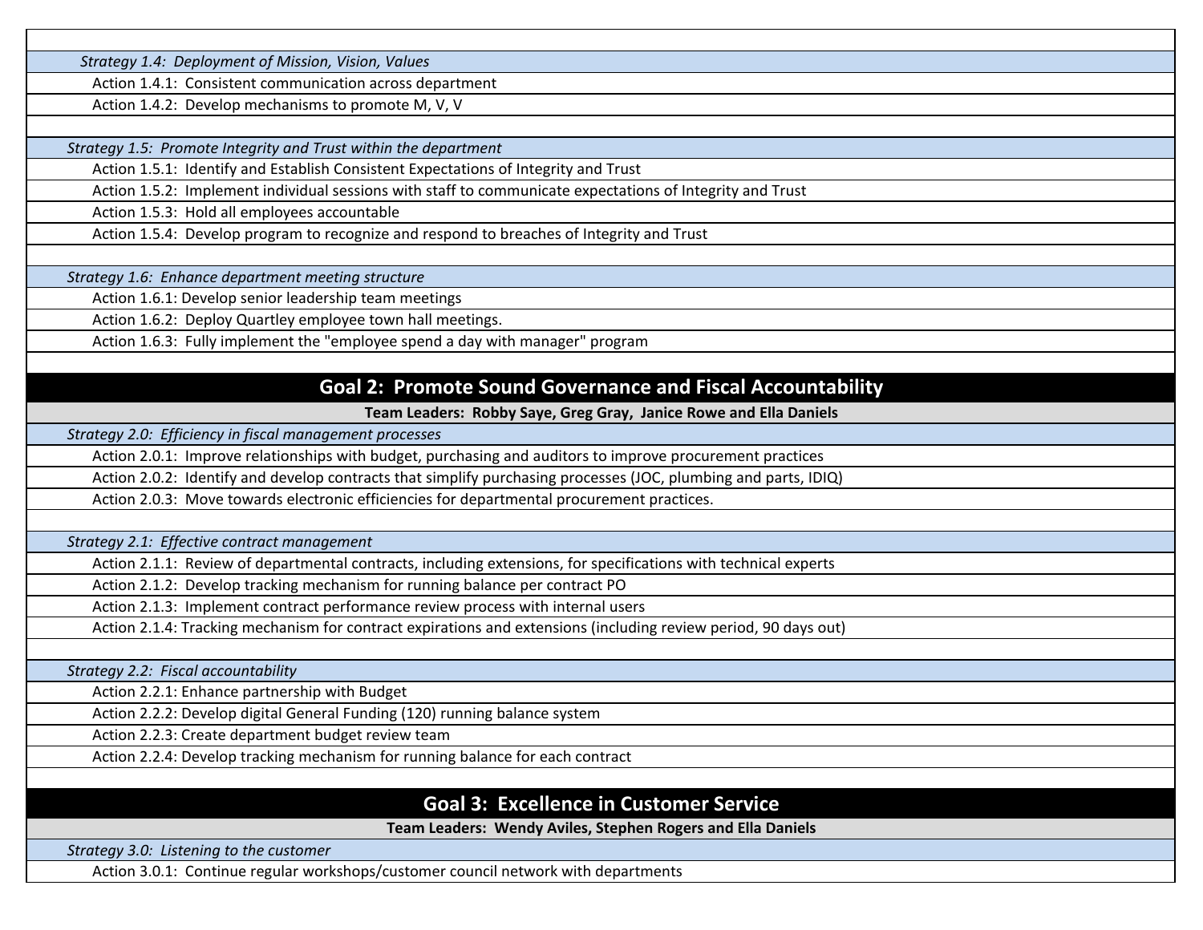*Strategy 1.4: Deployment of Mission, Vision, Values*

- Action 1.4.1: Consistent communication across department
- Action 1.4.2: Develop mechanisms to promote M, V, V

*Strategy 1.5: Promote Integrity and Trust within the department*

- Action 1.5.1: Identify and Establish Consistent Expectations of Integrity and Trust
- Action 1.5.2: Implement individual sessions with staff to communicate expectations of Integrity and Trust
- Action 1.5.3: Hold all employees accountable
- Action 1.5.4: Develop program to recognize and respond to breaches of Integrity and Trust

*Strategy 1.6: Enhance department meeting structure*

- Action 1.6.1: Develop senior leadership team meetings
- Action 1.6.2: Deploy Quartley employee town hall meetings.
- Action 1.6.3: Fully implement the "employee spend a day with manager" program

## Goal 2: Promote Sound Governance and Fiscal Accountability

**Team Leaders: Robby Saye, Greg Gray, Janice Rowe and Ella Daniels**

*Strategy 2.0: Efficiency in fiscal management processes*

- Action 2.0.1: Improve relationships with budget, purchasing and auditors to improve procurement practices
- Action 2.0.2: Identify and develop contracts that simplify purchasing processes (JOC, plumbing and parts, IDIQ)
- Action 2.0.3: Move towards electronic efficiencies for departmental procurement practices.

*Strategy 2.1: Effective contract management*

- Action 2.1.1: Review of departmental contracts, including extensions, for specifications with technical experts
- Action 2.1.2: Develop tracking mechanism for running balance per contract PO
- Action 2.1.3: Implement contract performance review process with internal users
- Action 2.1.4: Tracking mechanism for contract expirations and extensions (including review period, 90 days out)

*Strategy 2.2: Fiscal accountability*

- Action 2.2.1: Enhance partnership with Budget
- Action 2.2.2: Develop digital General Funding (120) running balance system
- Action 2.2.3: Create department budget review team
- Action 2.2.4: Develop tracking mechanism for running balance for each contract

## Goal 3: Excellence in Customer Service

**Team Leaders: Wendy Aviles, Stephen Rogers and Ella Daniels**

*Strategy 3.0: Listening to the customer*

- Action 3.0.1: Continue regular workshops/customer council network with departments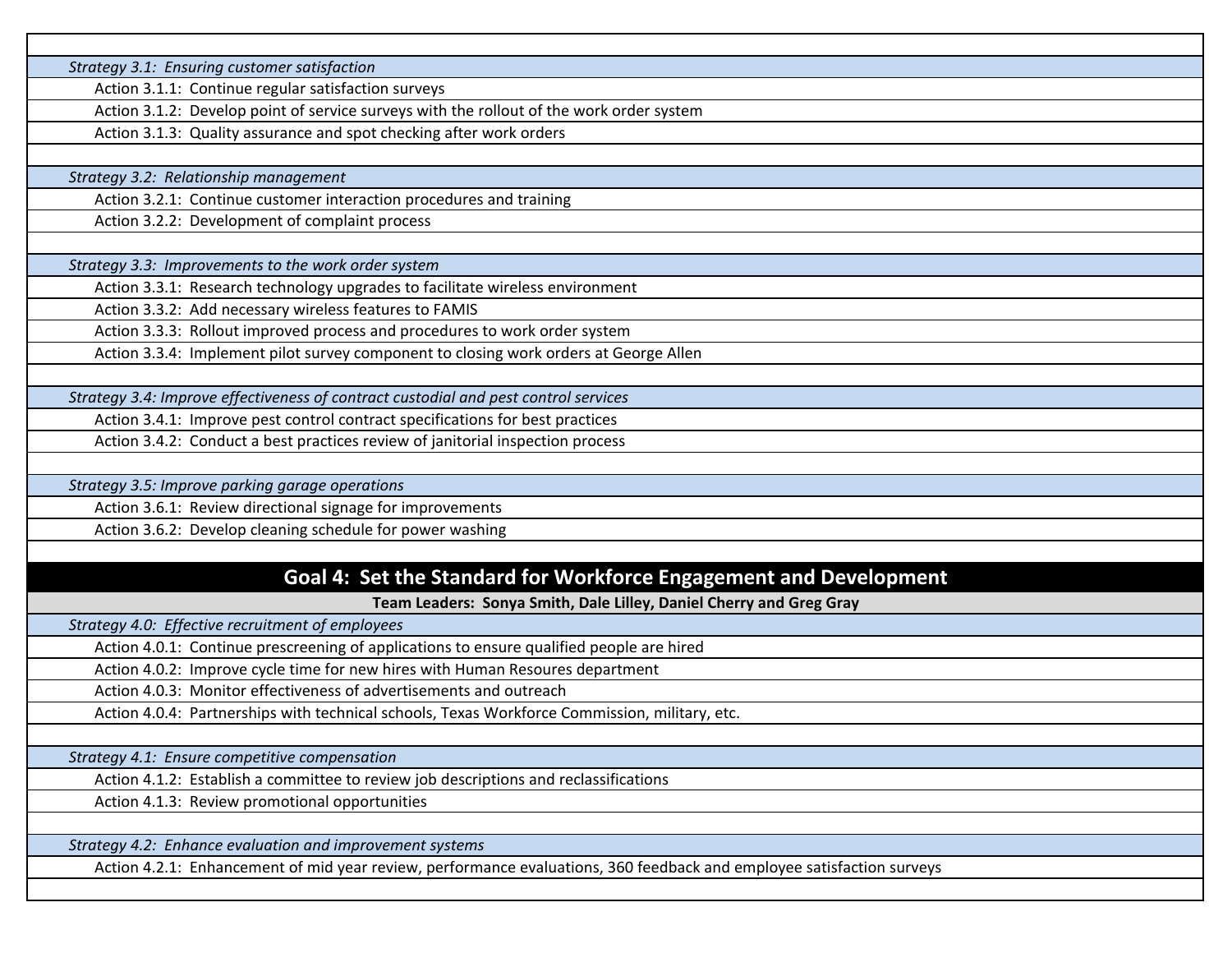*Strategy 3.1: Ensuring customer satisfaction*

- Action 3.1.1: Continue regular satisfaction surveys
- Action 3.1.2: Develop point of service surveys with the rollout of the work order system
- Action 3.1.3: Quality assurance and spot checking after work orders

*Strategy 3.2: Relationship management*

- Action 3.2.1: Continue customer interaction procedures and training
- Action 3.2.2: Development of complaint process

*Strategy 3.3: Improvements to the work order system*

- Action 3.3.1: Research technology upgrades to facilitate wireless environment
- Action 3.3.2: Add necessary wireless features to FAMIS
- Action 3.3.3: Rollout improved process and procedures to work order system
- Action 3.3.4: Implement pilot survey component to closing work orders at George Allen

*Strategy 3.4: Improve effectiveness of contract custodial and pest control services*

- Action 3.4.1: Improve pest control contract specifications for best practices
- Action 3.4.2: Conduct a best practices review of janitorial inspection process

*Strategy 3.5: Improve parking garage operations*

- Action 3.6.1: Review directional signage for improvements
- Action 3.6.2: Develop cleaning schedule for power washing

## Goal 4: Set the Standard for Workforce Engagement and Development

**Team Leaders: Sonya Smith, Dale Lilley, Daniel Cherry and Greg Gray**

*Strategy 4.0: Effective recruitment of employees*

- Action 4.0.1: Continue prescreening of applications to ensure qualified people are hired
- Action 4.0.2: Improve cycle time for new hires with Human Resoures department
- Action 4.0.3: Monitor effectiveness of advertisements and outreach
- Action 4.0.4: Partnerships with technical schools, Texas Workforce Commission, military, etc.

*Strategy 4.1: Ensure competitive compensation*

- Action 4.1.2: Establish a committee to review job descriptions and reclassifications
- Action 4.1.3: Review promotional opportunities

*Strategy 4.2: Enhance evaluation and improvement systems*

- Action 4.2.1: Enhancement of mid year review, performance evaluations, 360 feedback and employee satisfaction surveys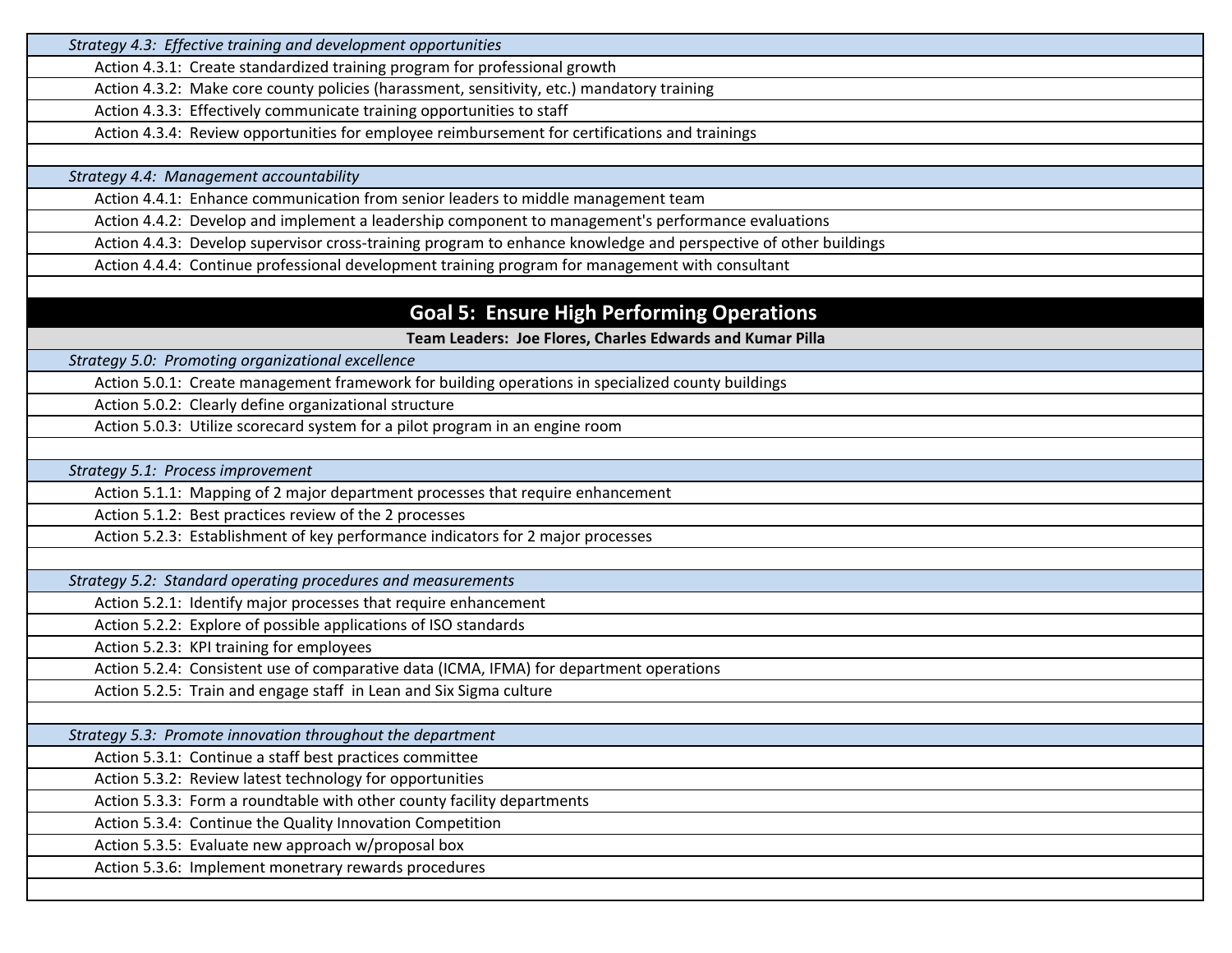*Strategy 4.3: Effective training and development opportunities*

- Action 4.3.1: Create standardized training program for professional growth
- Action 4.3.2: Make core county policies (harassment, sensitivity, etc.) mandatory training
- Action 4.3.3: Effectively communicate training opportunities to staff
- Action 4.3.4: Review opportunities for employee reimbursement for certifications and trainings

*Strategy 4.4: Management accountability*

- Action 4.4.1: Enhance communication from senior leaders to middle management team
- Action 4.4.2: Develop and implement a leadership component to management's performance evaluations
- Action 4.4.3: Develop supervisor cross-training program to enhance knowledge and perspective of other buildings
- Action 4.4.4: Continue professional development training program for management with consultant

## Goal 5: Ensure High Performing Operations

**Team Leaders: Joe Flores, Charles Edwards and Kumar Pilla**

*Strategy 5.0: Promoting organizational excellence*

- Action 5.0.1: Create management framework for building operations in specialized county buildings
- Action 5.0.2: Clearly define organizational structure
- Action 5.0.3: Utilize scorecard system for a pilot program in an engine room

*Strategy 5.1: Process improvement*

- Action 5.1.1: Mapping of 2 major department processes that require enhancement
- Action 5.1.2: Best practices review of the 2 processes
- Action 5.2.3: Establishment of key performance indicators for 2 major processes

*Strategy 5.2: Standard operating procedures and measurements*

- Action 5.2.1: Identify major processes that require enhancement
- Action 5.2.2: Explore of possible applications of ISO standards
- Action 5.2.3: KPI training for employees
- Action 5.2.4: Consistent use of comparative data (ICMA, IFMA) for department operations
- Action 5.2.5: Train and engage staff in Lean and Six Sigma culture

*Strategy 5.3: Promote innovation throughout the department*

- Action 5.3.1: Continue a staff best practices committee
- Action 5.3.2: Review latest technology for opportunities
- Action 5.3.3: Form a roundtable with other county facility departments
- Action 5.3.4: Continue the Quality Innovation Competition
- Action 5.3.5: Evaluate new approach w/proposal box
- Action 5.3.6: Implement monetrary rewards procedures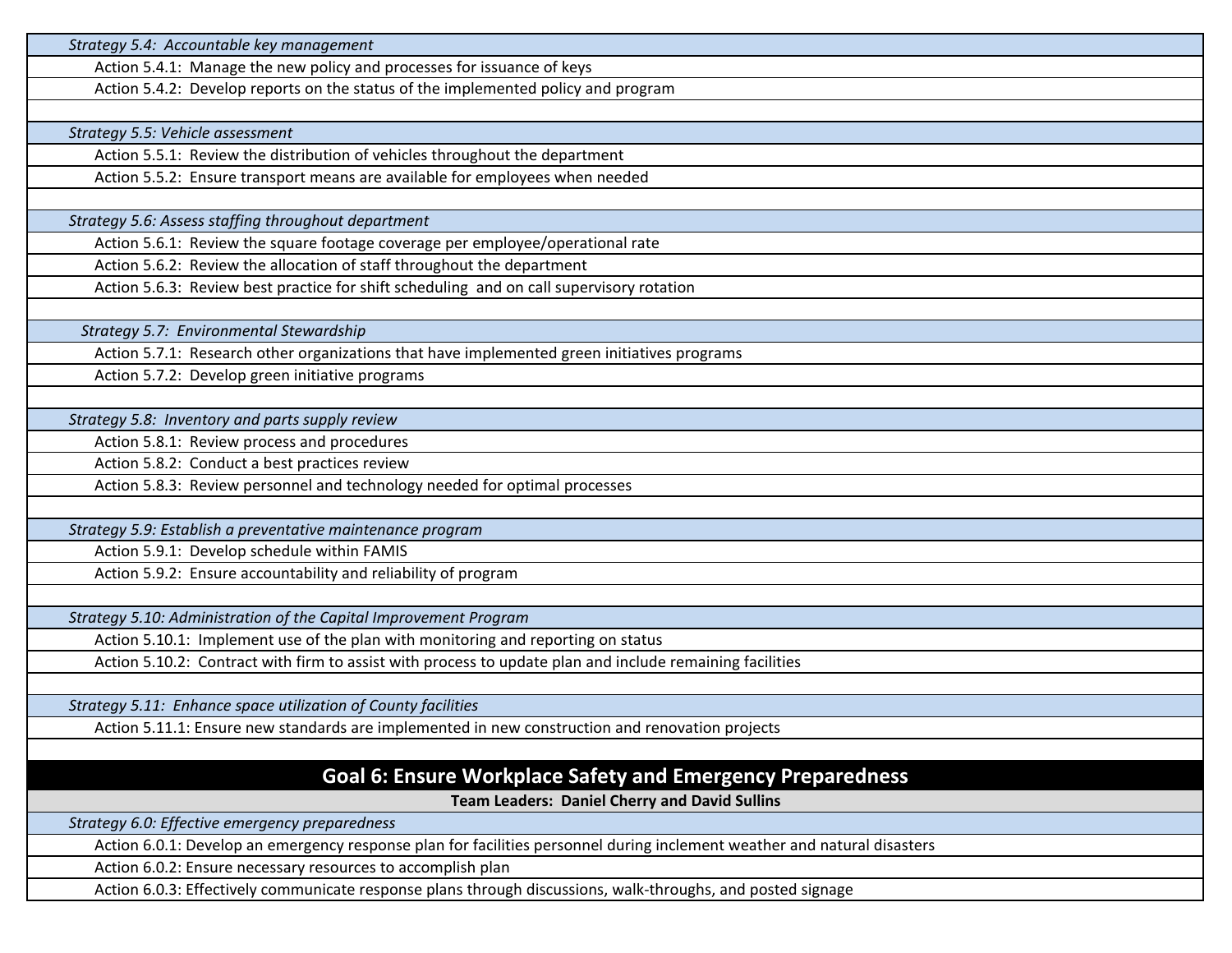*Strategy 5.4: Accountable key management*

- Action 5.4.1: Manage the new policy and processes for issuance of keys
- Action 5.4.2: Develop reports on the status of the implemented policy and program

*Strategy 5.5: Vehicle assessment*

- Action 5.5.1: Review the distribution of vehicles throughout the department
- Action 5.5.2: Ensure transport means are available for employees when needed

*Strategy 5.6: Assess staffing throughout department*

- Action 5.6.1: Review the square footage coverage per employee/operational rate
- Action 5.6.2: Review the allocation of staff throughout the department
- Action 5.6.3: Review best practice for shift scheduling and on call supervisory rotation

*Strategy 5.7: Environmental Stewardship*

- Action 5.7.1: Research other organizations that have implemented green initiatives programs
- Action 5.7.2: Develop green initiative programs

*Strategy 5.8: Inventory and parts supply review*

- Action 5.8.1: Review process and procedures
- Action 5.8.2: Conduct a best practices review
- Action 5.8.3: Review personnel and technology needed for optimal processes

*Strategy 5.9: Establish a preventative maintenance program*

- Action 5.9.1: Develop schedule within FAMIS
- Action 5.9.2: Ensure accountability and reliability of program

*Strategy 5.10: Administration of the Capital Improvement Program*

- Action 5.10.1: Implement use of the plan with monitoring and reporting on status
- Action 5.10.2: Contract with firm to assist with process to update plan and include remaining facilities

*Strategy 5.11: Enhance space utilization of County facilities*

- Action 5.11.1: Ensure new standards are implemented in new construction and renovation projects

## Goal 6: Ensure Workplace Safety and Emergency Preparedness

**Team Leaders: Daniel Cherry and David Sullins**

*Strategy 6.0: Effective emergency preparedness*

- Action 6.0.1: Develop an emergency response plan for facilities personnel during inclement weather and natural disasters
- Action 6.0.2: Ensure necessary resources to accomplish plan
- Action 6.0.3: Effectively communicate response plans through discussions, walk-throughs, and posted signage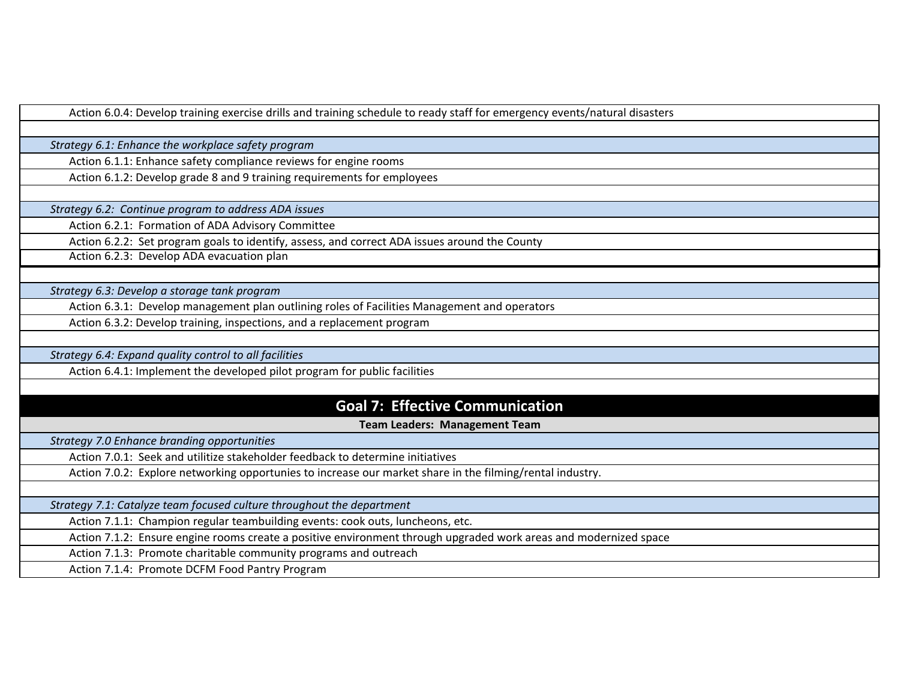Action 6.0.4: Develop training exercise drills and training schedule to ready staff for emergency events/natural disasters

*Strategy 6.1: Enhance the workplace safety program*

Action 6.1.1: Enhance safety compliance reviews for engine rooms

Action 6.1.2: Develop grade 8 and 9 training requirements for employees

*Strategy 6.2: Continue program to address ADA issues*

Action 6.2.1: Formation of ADA Advisory Committee

Action 6.2.2: Set program goals to identify, assess, and correct ADA issues around the County

Action 6.2.3: Develop ADA evacuation plan

*Strategy 6.3: Develop a storage tank program*

Action 6.3.1: Develop management plan outlining roles of Facilities Management and operators

Action 6.3.2: Develop training, inspections, and a replacement program

*Strategy 6.4: Expand quality control to all facilities*

Action 6.4.1: Implement the developed pilot program for public facilities

## Goal 7: Effective Communication

**Team Leaders: Management Team**

*Strategy 7.0 Enhance branding opportunities*

Action 7.0.1: Seek and utilize stakeholder feedback to determine initiatives

Action 7.0.2: Explore networking opportunities to increase our market share in the filming/rental industry.

*Strategy 7.1: Catalyze team focused culture throughout the department*

Action 7.1.1: Champion regular teambuilding events: cook outs, luncheons, etc.

Action 7.1.2: Ensure engine rooms create a positive environment through upgraded work areas and modernized space

Action 7.1.3: Promote charitable community programs and outreach

Action 7.1.4: Promote DCFM Food Pantry Program